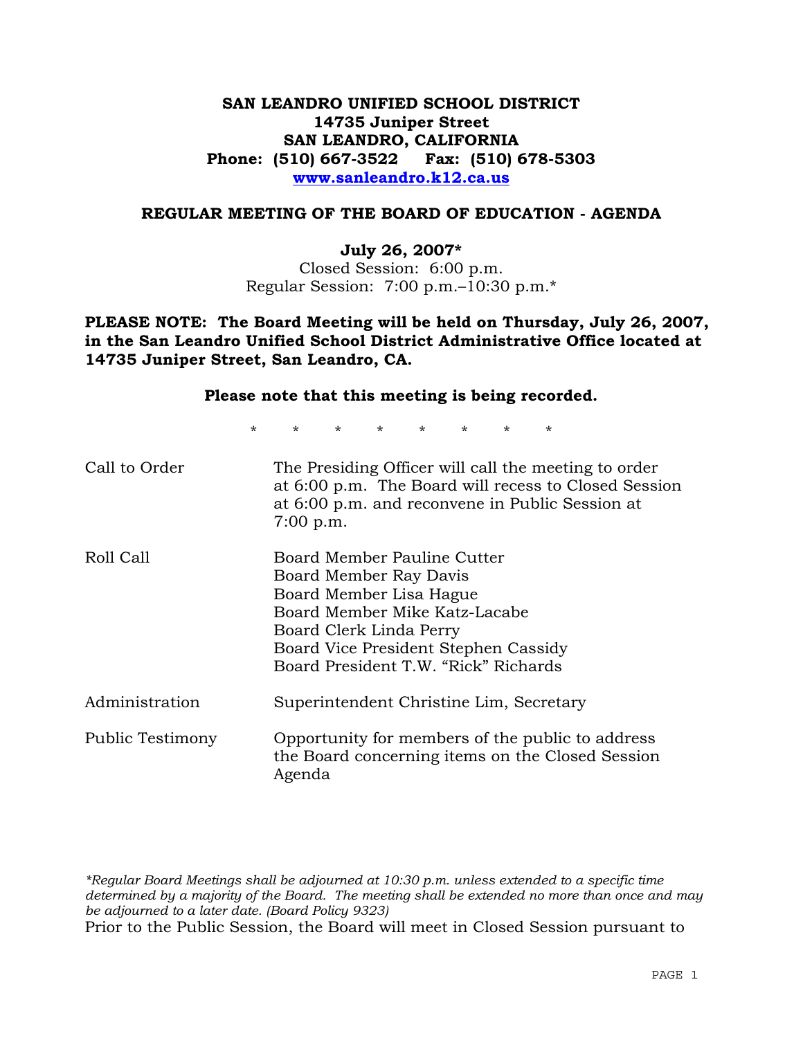**SAN LEANDRO UNIFIED SCHOOL DISTRICT**
**14735 Juniper Street**
**SAN LEANDRO, CALIFORNIA**
**Phone: (510) 667-3522 Fax: (510) 678-5303**
**www.sanleandro.k12.ca.us**

## REGULAR MEETING OF THE BOARD OF EDUCATION - AGENDA

**July 26, 2007***
Closed Session: 6:00 p.m.
Regular Session: 7:00 p.m.–10:30 p.m.*

**PLEASE NOTE: The Board Meeting will be held on Thursday, July 26, 2007, in the San Leandro Unified School District Administrative Office located at 14735 Juniper Street, San Leandro, CA.**

**Please note that this meeting is being recorded.**

\* \* \* \* \* \* \* \*

| | |
|---|---|
| Call to Order | The Presiding Officer will call the meeting to order at 6:00 p.m. The Board will recess to Closed Session at 6:00 p.m. and reconvene in Public Session at 7:00 p.m. |
| Roll Call | Board Member Pauline Cutter<br>Board Member Ray Davis<br>Board Member Lisa Hague<br>Board Member Mike Katz-Lacabe<br>Board Clerk Linda Perry<br>Board Vice President Stephen Cassidy<br>Board President T.W. "Rick" Richards |
| Administration | Superintendent Christine Lim, Secretary |
| Public Testimony | Opportunity for members of the public to address the Board concerning items on the Closed Session Agenda |

*\*Regular Board Meetings shall be adjourned at 10:30 p.m. unless extended to a specific time determined by a majority of the Board. The meeting shall be extended no more than once and may be adjourned to a later date. (Board Policy 9323)*

Prior to the Public Session, the Board will meet in Closed Session pursuant to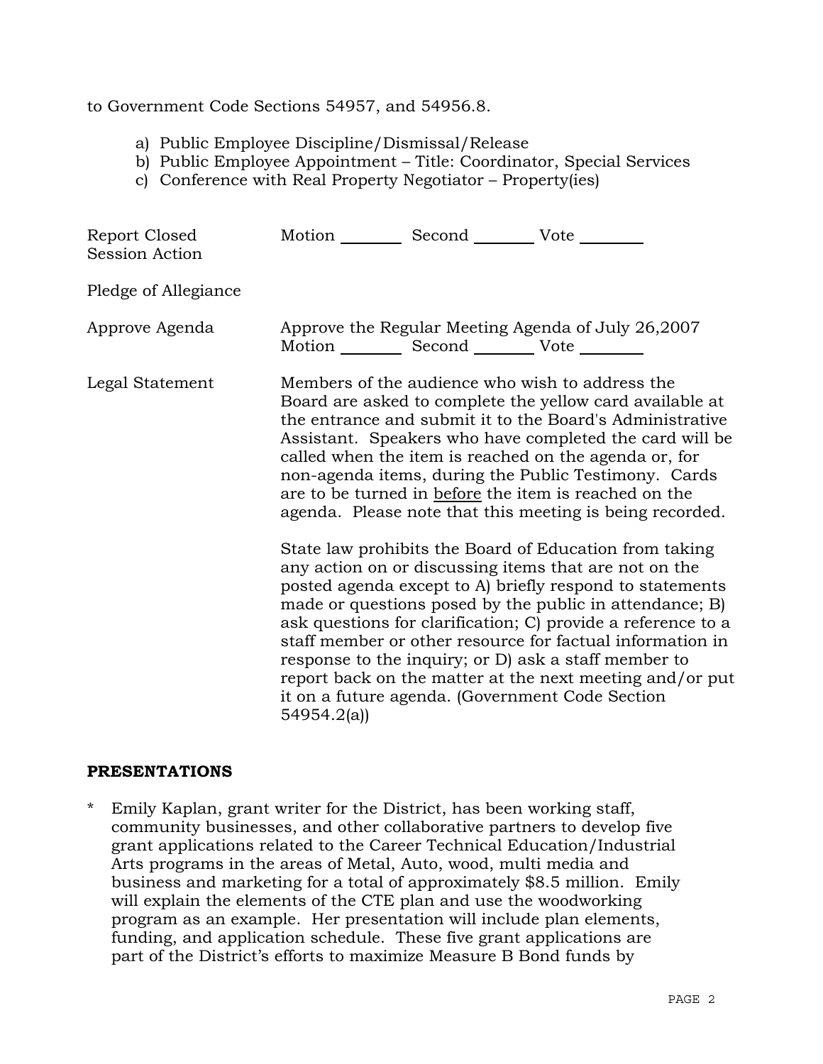to Government Code Sections 54957, and 54956.8.

a) Public Employee Discipline/Dismissal/Release
b) Public Employee Appointment – Title: Coordinator, Special Services
c) Conference with Real Property Negotiator – Property(ies)

Report Closed Session Action — Motion ________ Second ________ Vote ________

Pledge of Allegiance

Approve Agenda — Approve the Regular Meeting Agenda of July 26,2007
Motion ________ Second ________ Vote ________

Legal Statement — Members of the audience who wish to address the Board are asked to complete the yellow card available at the entrance and submit it to the Board's Administrative Assistant. Speakers who have completed the card will be called when the item is reached on the agenda or, for non-agenda items, during the Public Testimony. Cards are to be turned in <u>before</u> the item is reached on the agenda. Please note that this meeting is being recorded.

State law prohibits the Board of Education from taking any action on or discussing items that are not on the posted agenda except to A) briefly respond to statements made or questions posed by the public in attendance; B) ask questions for clarification; C) provide a reference to a staff member or other resource for factual information in response to the inquiry; or D) ask a staff member to report back on the matter at the next meeting and/or put it on a future agenda. (Government Code Section 54954.2(a))

**PRESENTATIONS**

* Emily Kaplan, grant writer for the District, has been working staff, community businesses, and other collaborative partners to develop five grant applications related to the Career Technical Education/Industrial Arts programs in the areas of Metal, Auto, wood, multi media and business and marketing for a total of approximately $8.5 million. Emily will explain the elements of the CTE plan and use the woodworking program as an example. Her presentation will include plan elements, funding, and application schedule. These five grant applications are part of the District's efforts to maximize Measure B Bond funds by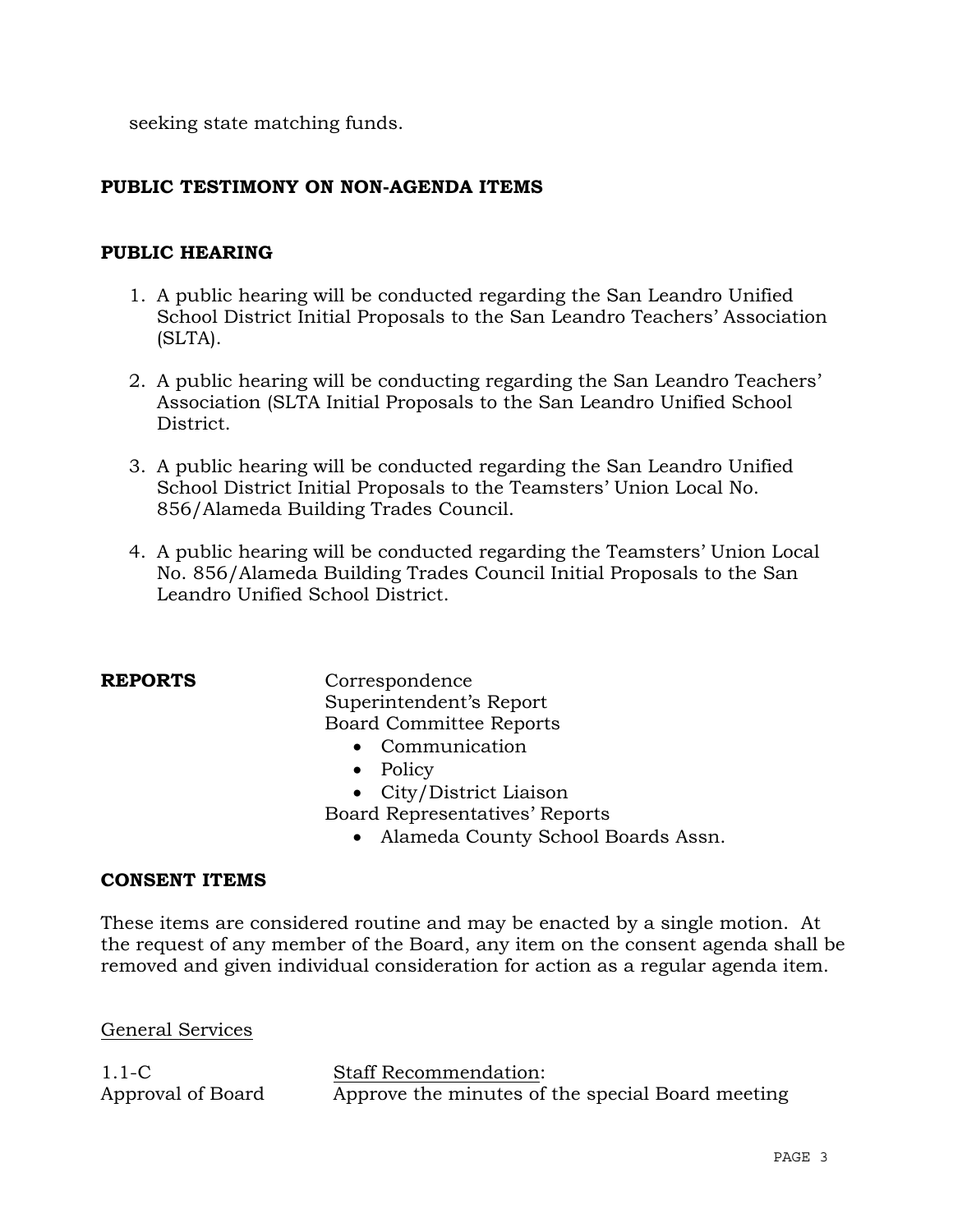seeking state matching funds.

**PUBLIC TESTIMONY ON NON-AGENDA ITEMS**

**PUBLIC HEARING**

1. A public hearing will be conducted regarding the San Leandro Unified School District Initial Proposals to the San Leandro Teachers' Association (SLTA).

2. A public hearing will be conducting regarding the San Leandro Teachers' Association (SLTA Initial Proposals to the San Leandro Unified School District.

3. A public hearing will be conducted regarding the San Leandro Unified School District Initial Proposals to the Teamsters' Union Local No. 856/Alameda Building Trades Council.

4. A public hearing will be conducted regarding the Teamsters' Union Local No. 856/Alameda Building Trades Council Initial Proposals to the San Leandro Unified School District.

**REPORTS**

Correspondence
Superintendent's Report
Board Committee Reports

- Communication
- Policy
- City/District Liaison

Board Representatives' Reports

- Alameda County School Boards Assn.

**CONSENT ITEMS**

These items are considered routine and may be enacted by a single motion. At the request of any member of the Board, any item on the consent agenda shall be removed and given individual consideration for action as a regular agenda item.

General Services

1.1-C
Approval of Board

Staff Recommendation:
Approve the minutes of the special Board meeting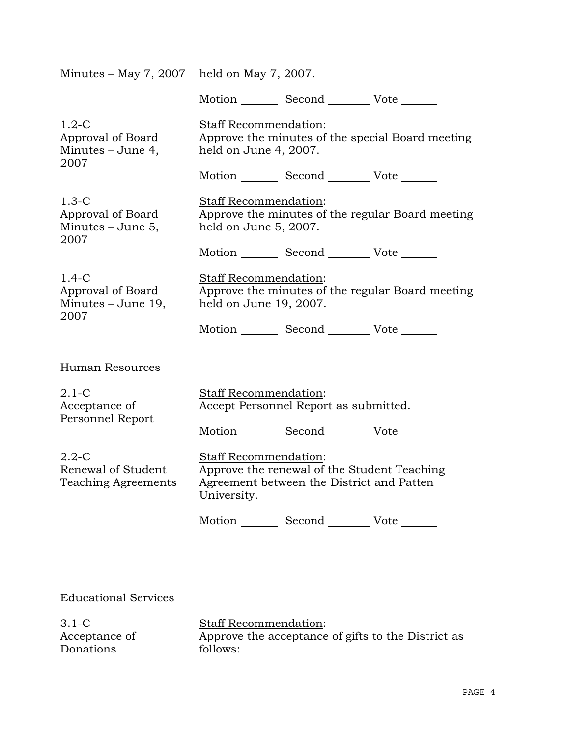Minutes – May 7, 2007 held on May 7, 2007.

Motion _______ Second _______ Vote ______

1.2-C
Approval of Board Minutes – June 4, 2007

Staff Recommendation:
Approve the minutes of the special Board meeting held on June 4, 2007.

Motion _______ Second _______ Vote ______

1.3-C
Approval of Board Minutes – June 5, 2007

Staff Recommendation:
Approve the minutes of the regular Board meeting held on June 5, 2007.

Motion _______ Second _______ Vote ______

1.4-C
Approval of Board Minutes – June 19, 2007

Staff Recommendation:
Approve the minutes of the regular Board meeting held on June 19, 2007.

Motion _______ Second _______ Vote ______

## Human Resources

2.1-C
Acceptance of Personnel Report

Staff Recommendation:
Accept Personnel Report as submitted.

Motion _______ Second _______ Vote ______

2.2-C
Renewal of Student Teaching Agreements

Staff Recommendation:
Approve the renewal of the Student Teaching Agreement between the District and Patten University.

Motion _______ Second _______ Vote ______

## Educational Services

3.1-C
Acceptance of Donations

Staff Recommendation:
Approve the acceptance of gifts to the District as follows: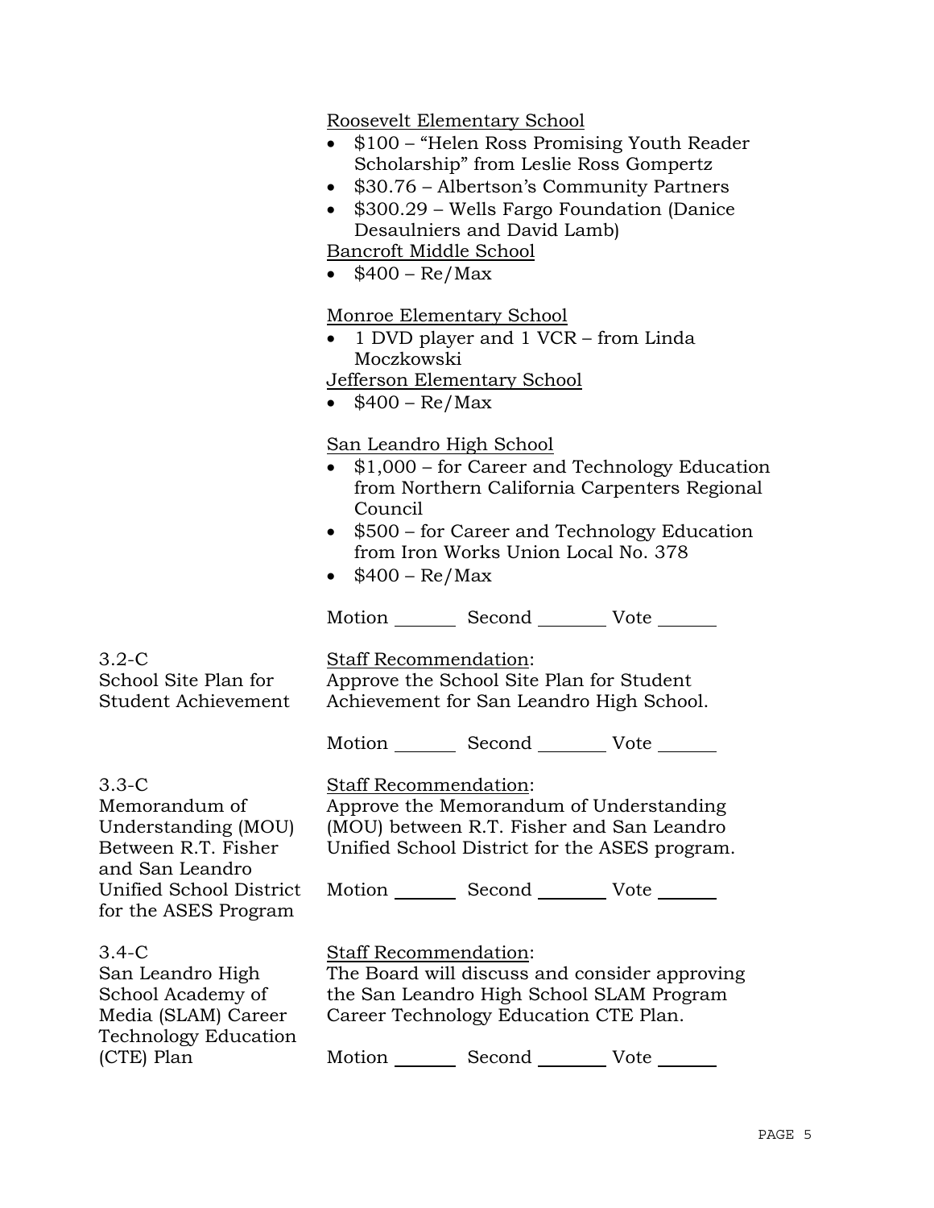Roosevelt Elementary School

- $100 – "Helen Ross Promising Youth Reader Scholarship" from Leslie Ross Gompertz
- $30.76 – Albertson's Community Partners
- $300.29 – Wells Fargo Foundation (Danice Desaulniers and David Lamb)

Bancroft Middle School

- $400 – Re/Max

Monroe Elementary School

- 1 DVD player and 1 VCR – from Linda Moczkowski

Jefferson Elementary School

- $400 – Re/Max

San Leandro High School

- $1,000 – for Career and Technology Education from Northern California Carpenters Regional Council
- $500 – for Career and Technology Education from Iron Works Union Local No. 378
- $400 – Re/Max

Motion _______ Second _______ Vote _______

3.2-C
School Site Plan for Student Achievement

Staff Recommendation:
Approve the School Site Plan for Student Achievement for San Leandro High School.

Motion _______ Second _______ Vote _______

3.3-C
Memorandum of Understanding (MOU) Between R.T. Fisher and San Leandro Unified School District for the ASES Program

Staff Recommendation:
Approve the Memorandum of Understanding (MOU) between R.T. Fisher and San Leandro Unified School District for the ASES program.

Motion _______ Second _______ Vote _______

3.4-C
San Leandro High School Academy of Media (SLAM) Career Technology Education (CTE) Plan

Staff Recommendation:
The Board will discuss and consider approving the San Leandro High School SLAM Program Career Technology Education CTE Plan.

Motion _______ Second _______ Vote _______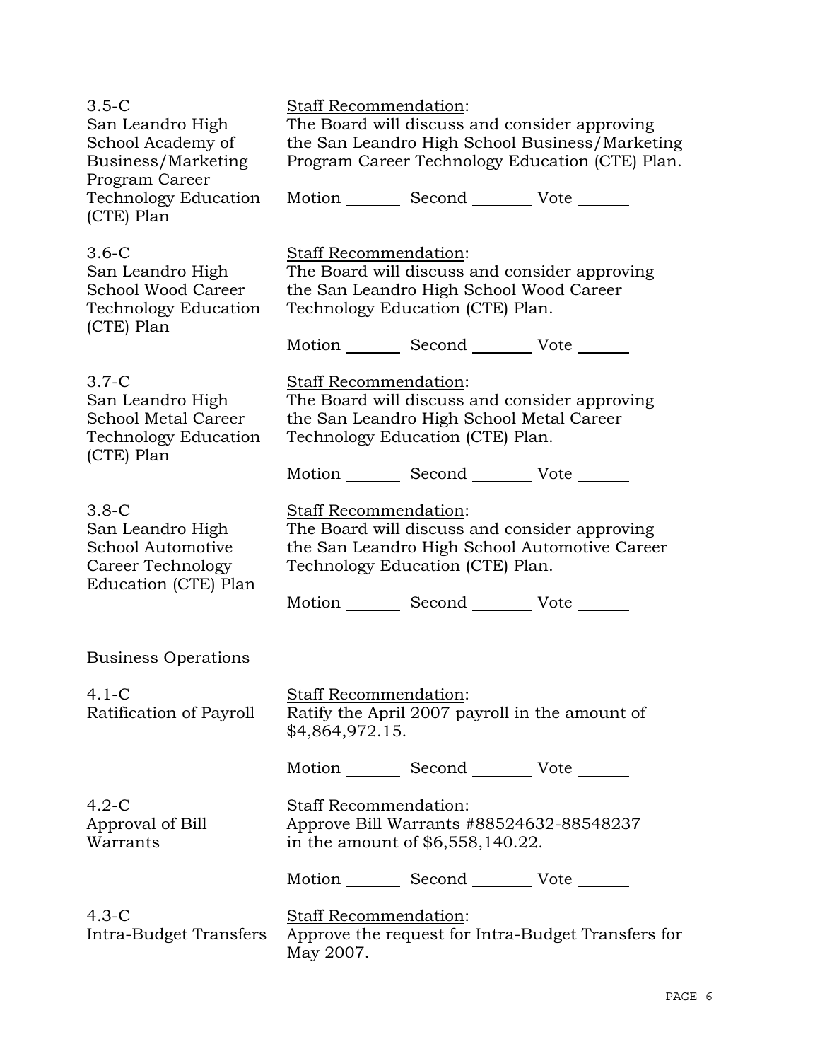| | |
|---|---|
| 3.5-C<br>San Leandro High School Academy of Business/Marketing Program Career Technology Education (CTE) Plan | Staff Recommendation:<br>The Board will discuss and consider approving the San Leandro High School Business/Marketing Program Career Technology Education (CTE) Plan.<br><br>Motion _______ Second _______ Vote _______ |
| 3.6-C<br>San Leandro High School Wood Career Technology Education (CTE) Plan | Staff Recommendation:<br>The Board will discuss and consider approving the San Leandro High School Wood Career Technology Education (CTE) Plan.<br><br>Motion _______ Second _______ Vote _______ |
| 3.7-C<br>San Leandro High School Metal Career Technology Education (CTE) Plan | Staff Recommendation:<br>The Board will discuss and consider approving the San Leandro High School Metal Career Technology Education (CTE) Plan.<br><br>Motion _______ Second _______ Vote _______ |
| 3.8-C<br>San Leandro High School Automotive Career Technology Education (CTE) Plan | Staff Recommendation:<br>The Board will discuss and consider approving the San Leandro High School Automotive Career Technology Education (CTE) Plan.<br><br>Motion _______ Second _______ Vote _______ |

## Business Operations

| | |
|---|---|
| 4.1-C<br>Ratification of Payroll | Staff Recommendation:<br>Ratify the April 2007 payroll in the amount of $4,864,972.15.<br><br>Motion _______ Second _______ Vote _______ |
| 4.2-C<br>Approval of Bill Warrants | Staff Recommendation:<br>Approve Bill Warrants #88524632-88548237 in the amount of $6,558,140.22.<br><br>Motion _______ Second _______ Vote _______ |
| 4.3-C<br>Intra-Budget Transfers | Staff Recommendation:<br>Approve the request for Intra-Budget Transfers for May 2007. |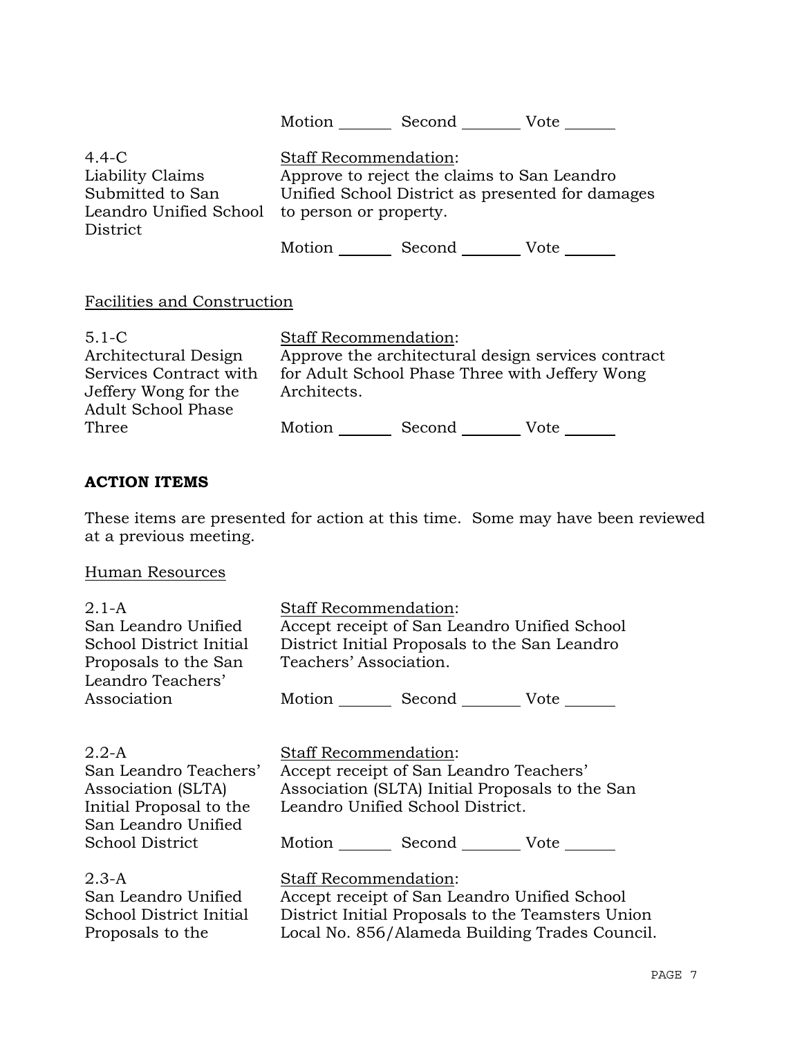Motion _______ Second _______ Vote _______

4.4-C
Liability Claims Submitted to San Leandro Unified School District

Staff Recommendation:
Approve to reject the claims to San Leandro Unified School District as presented for damages to person or property.

Motion _______ Second _______ Vote _______

Facilities and Construction

5.1-C
Architectural Design Services Contract with Jeffery Wong for the Adult School Phase Three

Staff Recommendation:
Approve the architectural design services contract for Adult School Phase Three with Jeffery Wong Architects.

Motion _______ Second _______ Vote _______

**ACTION ITEMS**

These items are presented for action at this time. Some may have been reviewed at a previous meeting.

Human Resources

2.1-A
San Leandro Unified School District Initial Proposals to the San Leandro Teachers' Association

Staff Recommendation:
Accept receipt of San Leandro Unified School District Initial Proposals to the San Leandro Teachers' Association.

Motion _______ Second _______ Vote _______

2.2-A
San Leandro Teachers' Association (SLTA) Initial Proposal to the San Leandro Unified School District

Staff Recommendation:
Accept receipt of San Leandro Teachers' Association (SLTA) Initial Proposals to the San Leandro Unified School District.

Motion _______ Second _______ Vote _______

2.3-A
San Leandro Unified School District Initial Proposals to the

Staff Recommendation:
Accept receipt of San Leandro Unified School District Initial Proposals to the Teamsters Union Local No. 856/Alameda Building Trades Council.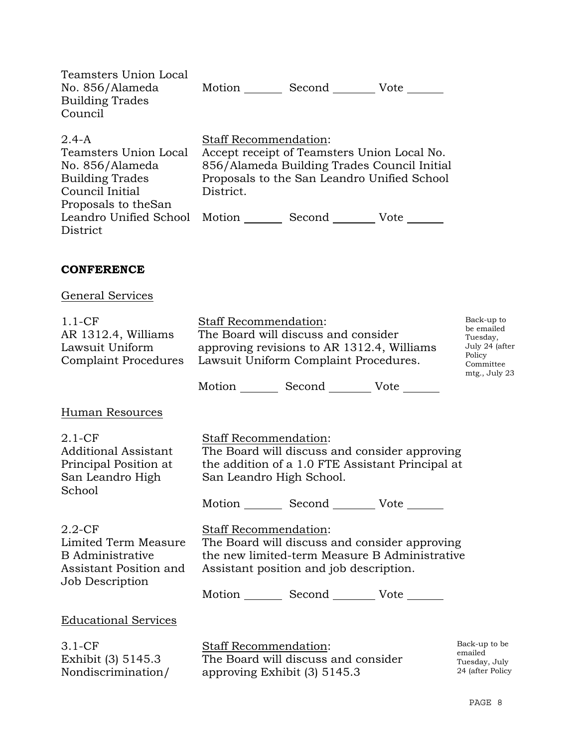Teamsters Union Local No. 856/Alameda Building Trades Council

Motion _______ Second _______ Vote _______

2.4-A
Teamsters Union Local No. 856/Alameda Building Trades Council Initial Proposals to theSan Leandro Unified School District

Staff Recommendation:
Accept receipt of Teamsters Union Local No. 856/Alameda Building Trades Council Initial Proposals to the San Leandro Unified School District.

Motion _______ Second _______ Vote _______

**CONFERENCE**

General Services

1.1-CF
AR 1312.4, Williams Lawsuit Uniform Complaint Procedures

Staff Recommendation:
The Board will discuss and consider approving revisions to AR 1312.4, Williams Lawsuit Uniform Complaint Procedures.

Back-up to be emailed Tuesday, July 24 (after Policy Committee mtg., July 23

Motion _______ Second _______ Vote _______

Human Resources

2.1-CF
Additional Assistant Principal Position at San Leandro High School

Staff Recommendation:
The Board will discuss and consider approving the addition of a 1.0 FTE Assistant Principal at San Leandro High School.

Motion _______ Second _______ Vote _______

2.2-CF
Limited Term Measure B Administrative Assistant Position and Job Description

Staff Recommendation:
The Board will discuss and consider approving the new limited-term Measure B Administrative Assistant position and job description.

Motion _______ Second _______ Vote _______

Educational Services

3.1-CF
Exhibit (3) 5145.3 Nondiscrimination/

Staff Recommendation:
The Board will discuss and consider approving Exhibit (3) 5145.3

Back-up to be emailed Tuesday, July 24 (after Policy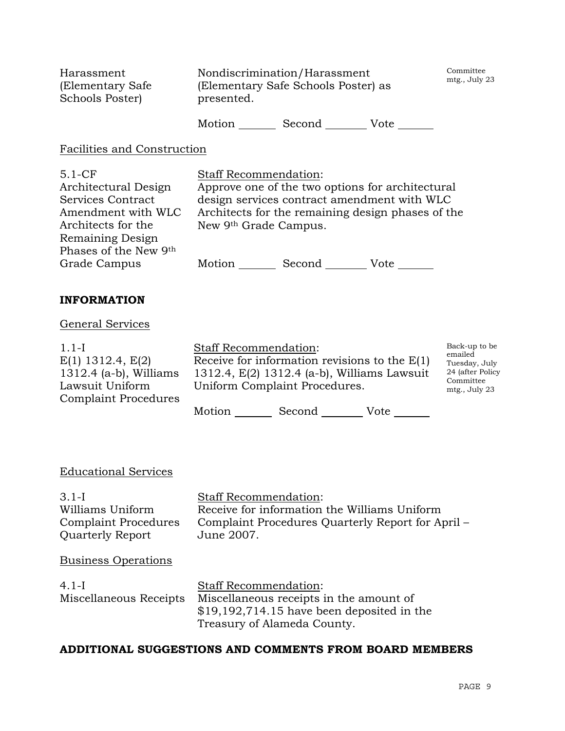| | | |
|---|---|---|
| Harassment (Elementary Safe Schools Poster) | Nondiscrimination/Harassment (Elementary Safe Schools Poster) as presented.<br><br>Motion _______ Second _______ Vote _______ | Committee mtg., July 23 |

Facilities and Construction

| | | |
|---|---|---|
| 5.1-CF Architectural Design Services Contract Amendment with WLC Architects for the Remaining Design Phases of the New 9th Grade Campus | Staff Recommendation:<br>Approve one of the two options for architectural design services contract amendment with WLC Architects for the remaining design phases of the New 9th Grade Campus.<br><br>Motion _______ Second _______ Vote _______ | |

**INFORMATION**

General Services

| | | |
|---|---|---|
| 1.1-I E(1) 1312.4, E(2) 1312.4 (a-b), Williams Lawsuit Uniform Complaint Procedures | Staff Recommendation:<br>Receive for information revisions to the E(1) 1312.4, E(2) 1312.4 (a-b), Williams Lawsuit Uniform Complaint Procedures.<br><br>Motion _______ Second _______ Vote _______ | Back-up to be emailed Tuesday, July 24 (after Policy Committee mtg., July 23 |

Educational Services

| | |
|---|---|
| 3.1-I Williams Uniform Complaint Procedures Quarterly Report | Staff Recommendation:<br>Receive for information the Williams Uniform Complaint Procedures Quarterly Report for April – June 2007. |

Business Operations

| | |
|---|---|
| 4.1-I Miscellaneous Receipts | Staff Recommendation:<br>Miscellaneous receipts in the amount of $19,192,714.15 have been deposited in the Treasury of Alameda County. |

**ADDITIONAL SUGGESTIONS AND COMMENTS FROM BOARD MEMBERS**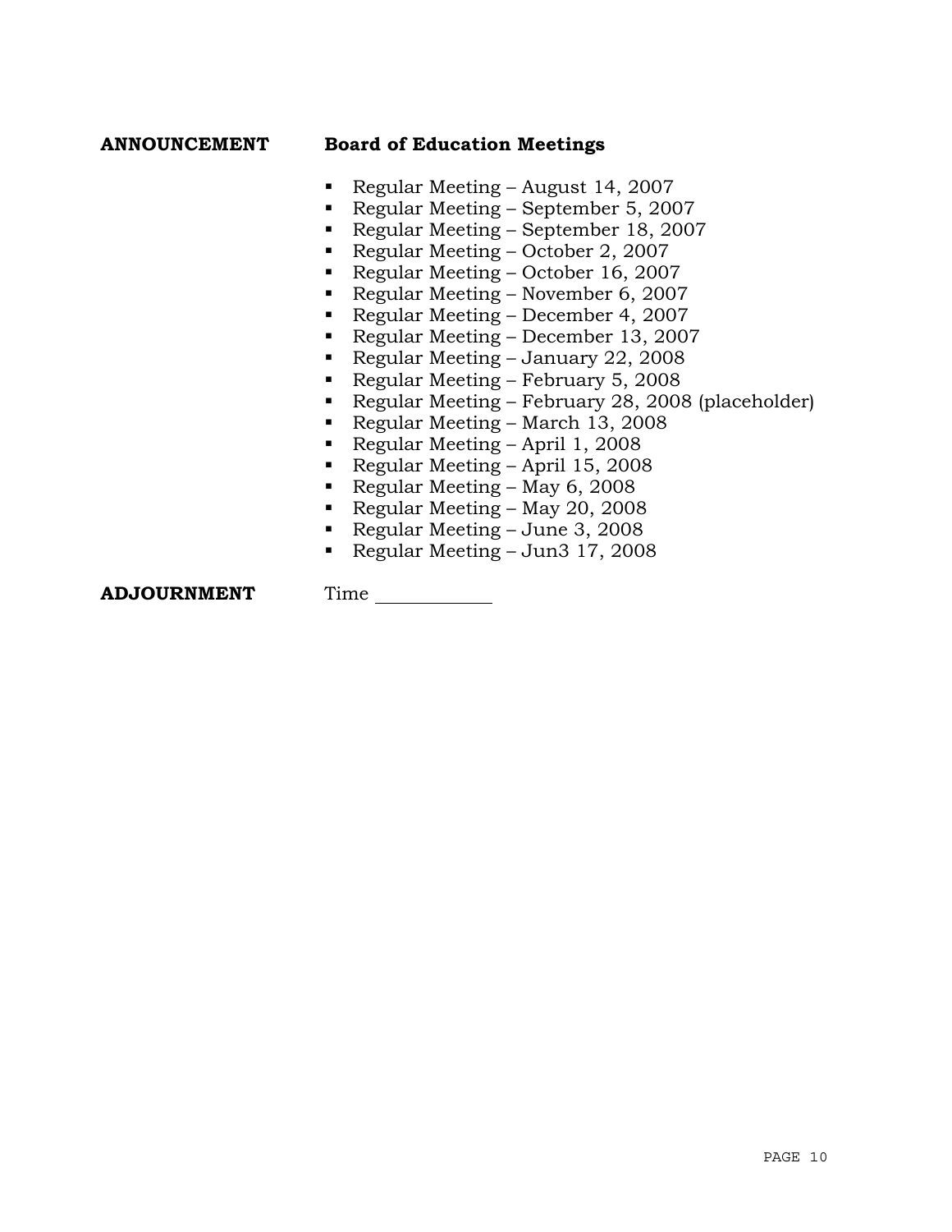**ANNOUNCEMENT** **Board of Education Meetings**

- Regular Meeting – August 14, 2007
- Regular Meeting – September 5, 2007
- Regular Meeting – September 18, 2007
- Regular Meeting – October 2, 2007
- Regular Meeting – October 16, 2007
- Regular Meeting – November 6, 2007
- Regular Meeting – December 4, 2007
- Regular Meeting – December 13, 2007
- Regular Meeting – January 22, 2008
- Regular Meeting – February 5, 2008
- Regular Meeting – February 28, 2008 (placeholder)
- Regular Meeting – March 13, 2008
- Regular Meeting – April 1, 2008
- Regular Meeting – April 15, 2008
- Regular Meeting – May 6, 2008
- Regular Meeting – May 20, 2008
- Regular Meeting – June 3, 2008
- Regular Meeting – Jun3 17, 2008

**ADJOURNMENT** Time ____________